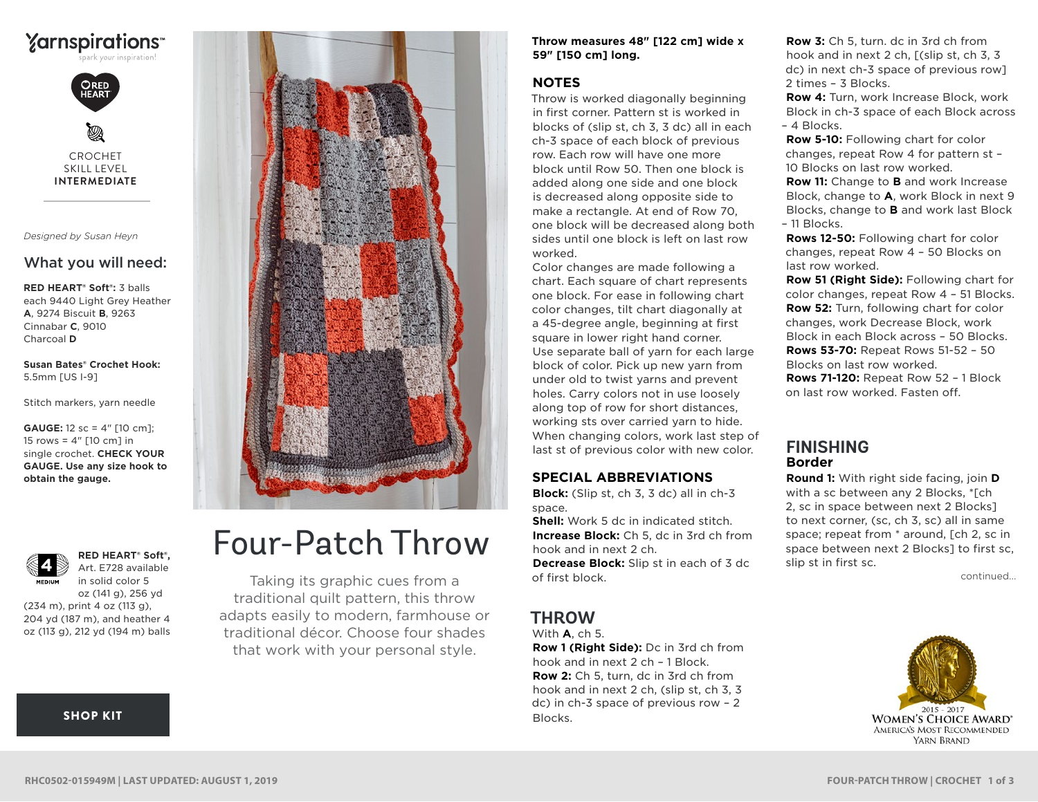Yarnspirations™

spark your inspiration!

RED HEART

CROCHET
SKILL LEVEL
**INTERMEDIATE**

*Designed by Susan Heyn*

## What you will need:

**RED HEART® Soft®:** 3 balls each 9440 Light Grey Heather **A**, 9274 Biscuit **B**, 9263 Cinnabar **C**, 9010 Charcoal **D**

**Susan Bates® Crochet Hook:** 5.5mm [US I-9]

Stitch markers, yarn needle

**GAUGE:** 12 sc = 4" [10 cm]; 15 rows = 4" [10 cm] in single crochet. **CHECK YOUR GAUGE. Use any size hook to obtain the gauge.**

4 MEDIUM

**RED HEART® Soft®,** Art. E728 available in solid color 5 oz (141 g), 256 yd (234 m), print 4 oz (113 g), 204 yd (187 m), and heather 4 oz (113 g), 212 yd (194 m) balls

**SHOP KIT**

# Four-Patch Throw

Taking its graphic cues from a traditional quilt pattern, this throw adapts easily to modern, farmhouse or traditional décor. Choose four shades that work with your personal style.

**Throw measures 48" [122 cm] wide x 59" [150 cm] long.**

## NOTES

Throw is worked diagonally beginning in first corner. Pattern st is worked in blocks of (slip st, ch 3, 3 dc) all in each ch-3 space of each block of previous row. Each row will have one more block until Row 50. Then one block is added along one side and one block is decreased along opposite side to make a rectangle. At end of Row 70, one block will be decreased along both sides until one block is left on last row worked.

Color changes are made following a chart. Each square of chart represents one block. For ease in following chart color changes, tilt chart diagonally at a 45-degree angle, beginning at first square in lower right hand corner.

Use separate ball of yarn for each large block of color. Pick up new yarn from under old to twist yarns and prevent holes. Carry colors not in use loosely along top of row for short distances, working sts over carried yarn to hide.

When changing colors, work last step of last st of previous color with new color.

## SPECIAL ABBREVIATIONS

**Block:** (Slip st, ch 3, 3 dc) all in ch-3 space.

**Shell:** Work 5 dc in indicated stitch.

**Increase Block:** Ch 5, dc in 3rd ch from hook and in next 2 ch.

**Decrease Block:** Slip st in each of 3 dc of first block.

## THROW

With **A**, ch 5.

**Row 1 (Right Side):** Dc in 3rd ch from hook and in next 2 ch – 1 Block.

**Row 2:** Ch 5, turn, dc in 3rd ch from hook and in next 2 ch, (slip st, ch 3, 3 dc) in ch-3 space of previous row – 2 Blocks.

**Row 3:** Ch 5, turn. dc in 3rd ch from hook and in next 2 ch, [(slip st, ch 3, 3 dc) in next ch-3 space of previous row] 2 times – 3 Blocks.

**Row 4:** Turn, work Increase Block, work Block in ch-3 space of each Block across – 4 Blocks.

**Row 5-10:** Following chart for color changes, repeat Row 4 for pattern st – 10 Blocks on last row worked.

**Row 11:** Change to **B** and work Increase Block, change to **A**, work Block in next 9 Blocks, change to **B** and work last Block – 11 Blocks.

**Rows 12-50:** Following chart for color changes, repeat Row 4 – 50 Blocks on last row worked.

**Row 51 (Right Side):** Following chart for color changes, repeat Row 4 – 51 Blocks.

**Row 52:** Turn, following chart for color changes, work Decrease Block, work Block in each Block across – 50 Blocks.

**Rows 53-70:** Repeat Rows 51-52 – 50 Blocks on last row worked.

**Rows 71-120:** Repeat Row 52 – 1 Block on last row worked. Fasten off.

## FINISHING

### Border

**Round 1:** With right side facing, join **D** with a sc between any 2 Blocks, *[ch 2, sc in space between next 2 Blocks] to next corner, (sc, ch 3, sc) all in same space; repeat from * around, [ch 2, sc in space between next 2 Blocks] to first sc, slip st in first sc.

continued...

2015 - 2017 WOMEN'S CHOICE AWARD® AMERICA'S MOST RECOMMENDED YARN BRAND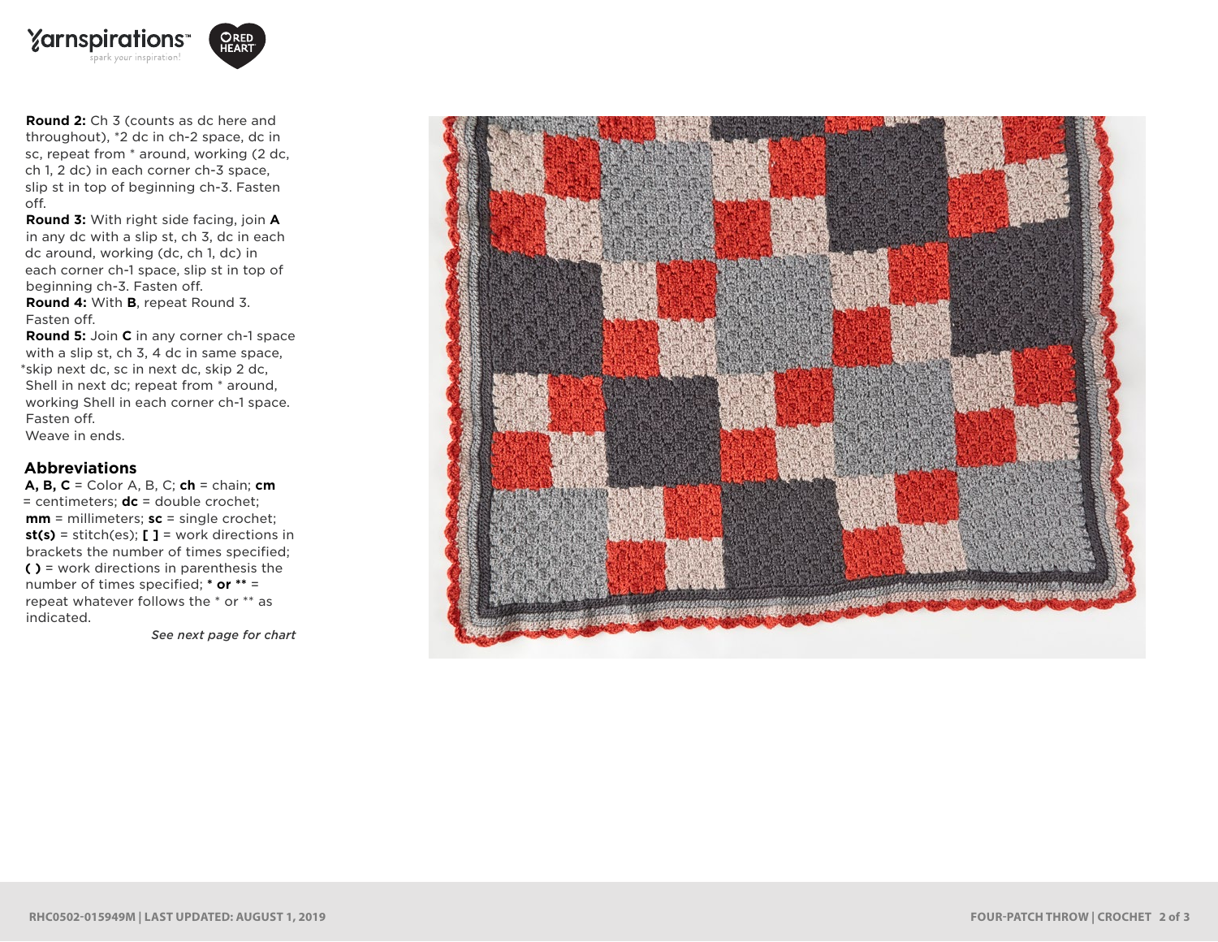**Round 2:** Ch 3 (counts as dc here and throughout), *2 dc in ch-2 space, dc in sc, repeat from * around, working (2 dc, ch 1, 2 dc) in each corner ch-3 space, slip st in top of beginning ch-3. Fasten off.

**Round 3:** With right side facing, join **A** in any dc with a slip st, ch 3, dc in each dc around, working (dc, ch 1, dc) in each corner ch-1 space, slip st in top of beginning ch-3. Fasten off.

**Round 4:** With **B**, repeat Round 3. Fasten off.

**Round 5:** Join **C** in any corner ch-1 space with a slip st, ch 3, 4 dc in same space, *skip next dc, sc in next dc, skip 2 dc, Shell in next dc; repeat from * around, working Shell in each corner ch-1 space. Fasten off.

Weave in ends.

## Abbreviations

**A, B, C** = Color A, B, C; **ch** = chain; **cm** = centimeters; **dc** = double crochet; **mm** = millimeters; **sc** = single crochet; **st(s)** = stitch(es); **[ ]** = work directions in brackets the number of times specified; **( )** = work directions in parenthesis the number of times specified; *** or **** = repeat whatever follows the * or ** as indicated.

*See next page for chart*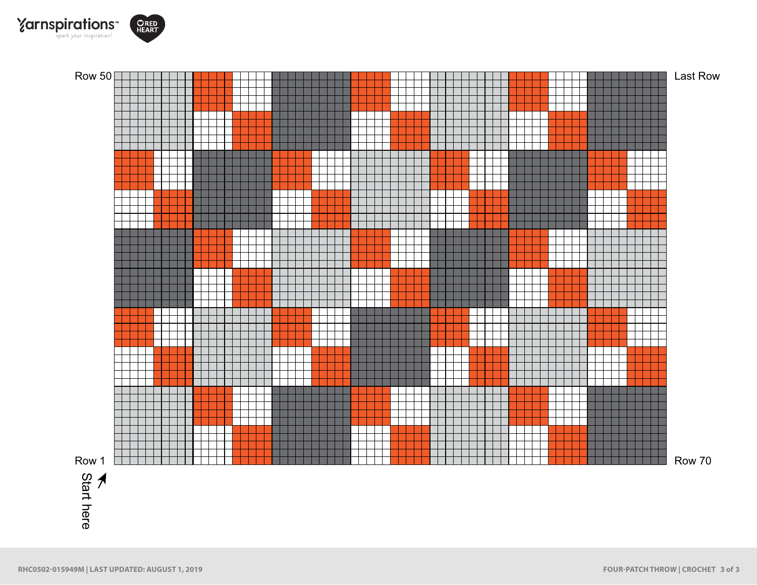Row 50

Last Row

Row 1

Row 70

Start here